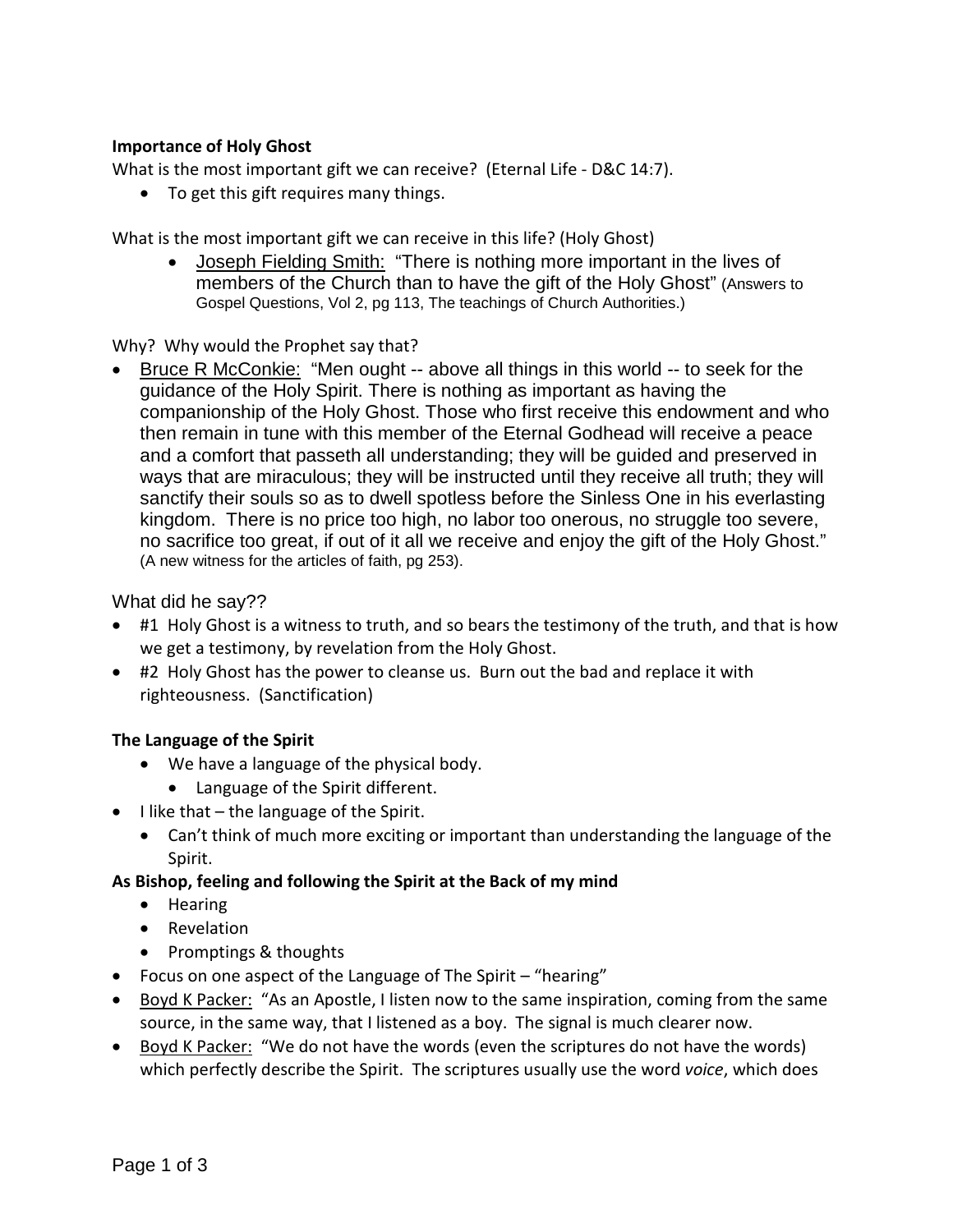**Importance of Holy Ghost**

What is the most important gift we can receive? (Eternal Life - D&C 14:7).

- To get this gift requires many things.

What is the most important gift we can receive in this life? (Holy Ghost)

- Joseph Fielding Smith: "There is nothing more important in the lives of members of the Church than to have the gift of the Holy Ghost" (Answers to Gospel Questions, Vol 2, pg 113, The teachings of Church Authorities.)

Why? Why would the Prophet say that?

- Bruce R McConkie: "Men ought -- above all things in this world -- to seek for the guidance of the Holy Spirit. There is nothing as important as having the companionship of the Holy Ghost. Those who first receive this endowment and who then remain in tune with this member of the Eternal Godhead will receive a peace and a comfort that passeth all understanding; they will be guided and preserved in ways that are miraculous; they will be instructed until they receive all truth; they will sanctify their souls so as to dwell spotless before the Sinless One in his everlasting kingdom. There is no price too high, no labor too onerous, no struggle too severe, no sacrifice too great, if out of it all we receive and enjoy the gift of the Holy Ghost." (A new witness for the articles of faith, pg 253).

What did he say??

- #1 Holy Ghost is a witness to truth, and so bears the testimony of the truth, and that is how we get a testimony, by revelation from the Holy Ghost.
- #2 Holy Ghost has the power to cleanse us. Burn out the bad and replace it with righteousness. (Sanctification)

**The Language of the Spirit**

- We have a language of the physical body.
  - Language of the Spirit different.
- I like that – the language of the Spirit.
  - Can't think of much more exciting or important than understanding the language of the Spirit.

**As Bishop, feeling and following the Spirit at the Back of my mind**

- Hearing
- Revelation
- Promptings & thoughts
- Focus on one aspect of the Language of The Spirit – "hearing"
- Boyd K Packer: "As an Apostle, I listen now to the same inspiration, coming from the same source, in the same way, that I listened as a boy. The signal is much clearer now.
- Boyd K Packer: "We do not have the words (even the scriptures do not have the words) which perfectly describe the Spirit. The scriptures usually use the word *voice*, which does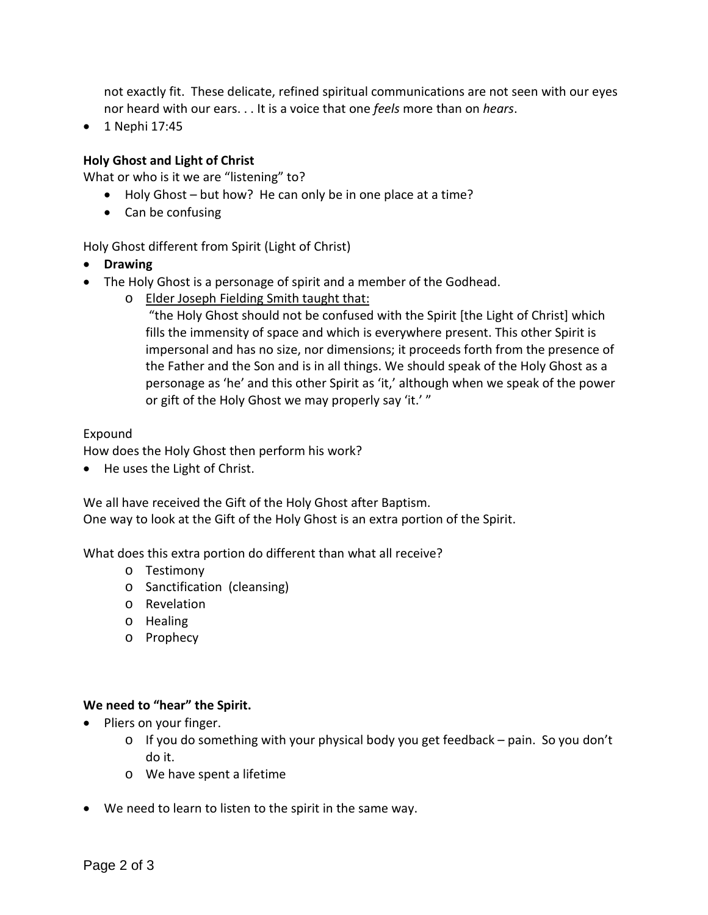not exactly fit. These delicate, refined spiritual communications are not seen with our eyes nor heard with our ears. . . It is a voice that one *feels* more than on *hears*.

- 1 Nephi 17:45

**Holy Ghost and Light of Christ**

What or who is it we are "listening" to?

- Holy Ghost – but how? He can only be in one place at a time?
- Can be confusing

Holy Ghost different from Spirit (Light of Christ)

- **Drawing**
- The Holy Ghost is a personage of spirit and a member of the Godhead.
    - Elder Joseph Fielding Smith taught that:

      "the Holy Ghost should not be confused with the Spirit [the Light of Christ] which fills the immensity of space and which is everywhere present. This other Spirit is impersonal and has no size, nor dimensions; it proceeds forth from the presence of the Father and the Son and is in all things. We should speak of the Holy Ghost as a personage as 'he' and this other Spirit as 'it,' although when we speak of the power or gift of the Holy Ghost we may properly say 'it.' "

Expound

How does the Holy Ghost then perform his work?

- He uses the Light of Christ.

We all have received the Gift of the Holy Ghost after Baptism.

One way to look at the Gift of the Holy Ghost is an extra portion of the Spirit.

What does this extra portion do different than what all receive?

- Testimony
- Sanctification (cleansing)
- Revelation
- Healing
- Prophecy

**We need to "hear" the Spirit.**

- Pliers on your finger.
    - If you do something with your physical body you get feedback – pain. So you don't do it.
    - We have spent a lifetime
- We need to learn to listen to the spirit in the same way.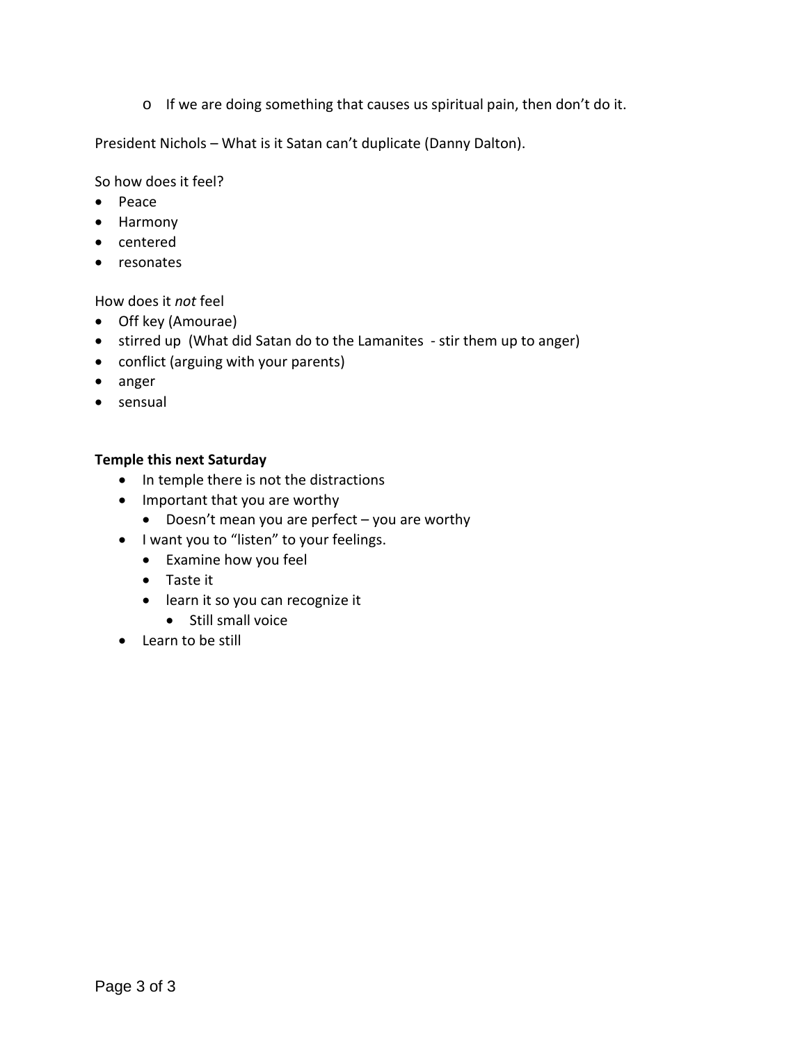- If we are doing something that causes us spiritual pain, then don't do it.

President Nichols – What is it Satan can't duplicate (Danny Dalton).

So how does it feel?

- Peace
- Harmony
- centered
- resonates

How does it *not* feel

- Off key (Amourae)
- stirred up (What did Satan do to the Lamanites - stir them up to anger)
- conflict (arguing with your parents)
- anger
- sensual

**Temple this next Saturday**

- In temple there is not the distractions
- Important that you are worthy
  - Doesn't mean you are perfect – you are worthy
- I want you to "listen" to your feelings.
  - Examine how you feel
  - Taste it
  - learn it so you can recognize it
    - Still small voice
- Learn to be still